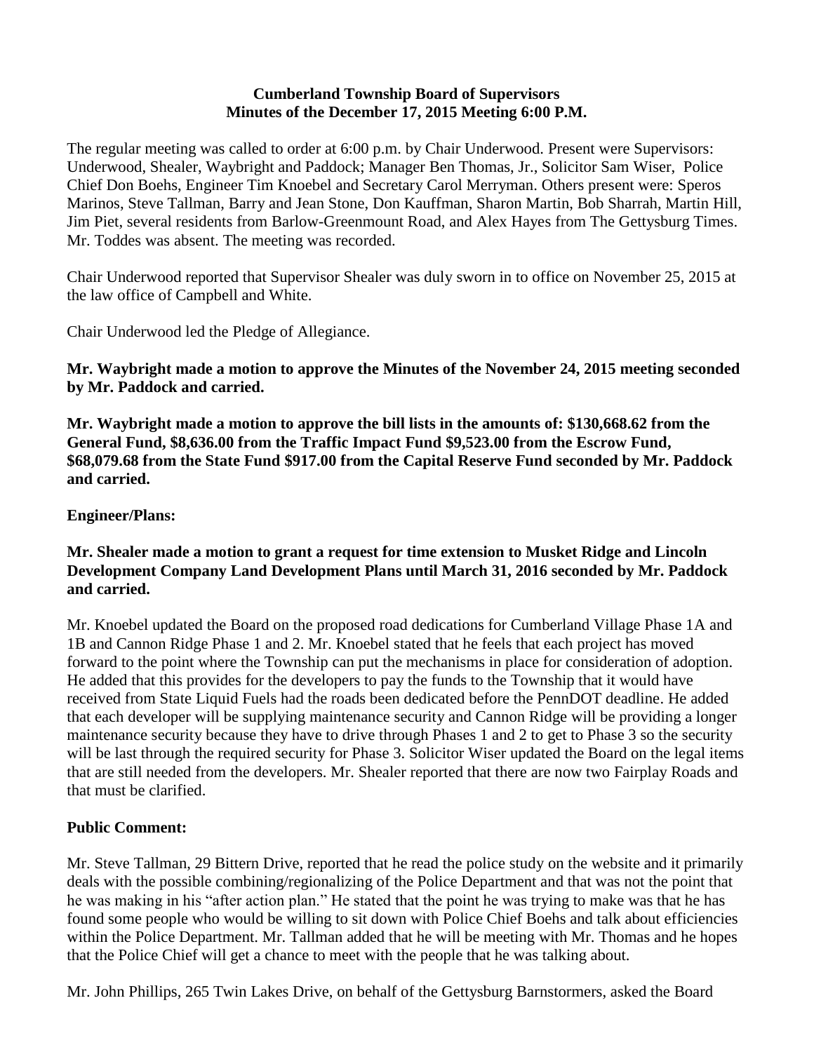**Cumberland Township Board of Supervisors**
**Minutes of the December 17, 2015 Meeting 6:00 P.M.**

The regular meeting was called to order at 6:00 p.m. by Chair Underwood. Present were Supervisors: Underwood, Shealer, Waybright and Paddock; Manager Ben Thomas, Jr., Solicitor Sam Wiser, Police Chief Don Boehs, Engineer Tim Knoebel and Secretary Carol Merryman. Others present were: Speros Marinos, Steve Tallman, Barry and Jean Stone, Don Kauffman, Sharon Martin, Bob Sharrah, Martin Hill, Jim Piet, several residents from Barlow-Greenmount Road, and Alex Hayes from The Gettysburg Times. Mr. Toddes was absent. The meeting was recorded.

Chair Underwood reported that Supervisor Shealer was duly sworn in to office on November 25, 2015 at the law office of Campbell and White.

Chair Underwood led the Pledge of Allegiance.

**Mr. Waybright made a motion to approve the Minutes of the November 24, 2015 meeting seconded by Mr. Paddock and carried.**

**Mr. Waybright made a motion to approve the bill lists in the amounts of: $130,668.62 from the General Fund, $8,636.00 from the Traffic Impact Fund $9,523.00 from the Escrow Fund, $68,079.68 from the State Fund $917.00 from the Capital Reserve Fund seconded by Mr. Paddock and carried.**

**Engineer/Plans:**

**Mr. Shealer made a motion to grant a request for time extension to Musket Ridge and Lincoln Development Company Land Development Plans until March 31, 2016 seconded by Mr. Paddock and carried.**

Mr. Knoebel updated the Board on the proposed road dedications for Cumberland Village Phase 1A and 1B and Cannon Ridge Phase 1 and 2. Mr. Knoebel stated that he feels that each project has moved forward to the point where the Township can put the mechanisms in place for consideration of adoption. He added that this provides for the developers to pay the funds to the Township that it would have received from State Liquid Fuels had the roads been dedicated before the PennDOT deadline. He added that each developer will be supplying maintenance security and Cannon Ridge will be providing a longer maintenance security because they have to drive through Phases 1 and 2 to get to Phase 3 so the security will be last through the required security for Phase 3. Solicitor Wiser updated the Board on the legal items that are still needed from the developers. Mr. Shealer reported that there are now two Fairplay Roads and that must be clarified.

**Public Comment:**

Mr. Steve Tallman, 29 Bittern Drive, reported that he read the police study on the website and it primarily deals with the possible combining/regionalizing of the Police Department and that was not the point that he was making in his "after action plan." He stated that the point he was trying to make was that he has found some people who would be willing to sit down with Police Chief Boehs and talk about efficiencies within the Police Department. Mr. Tallman added that he will be meeting with Mr. Thomas and he hopes that the Police Chief will get a chance to meet with the people that he was talking about.

Mr. John Phillips, 265 Twin Lakes Drive, on behalf of the Gettysburg Barnstormers, asked the Board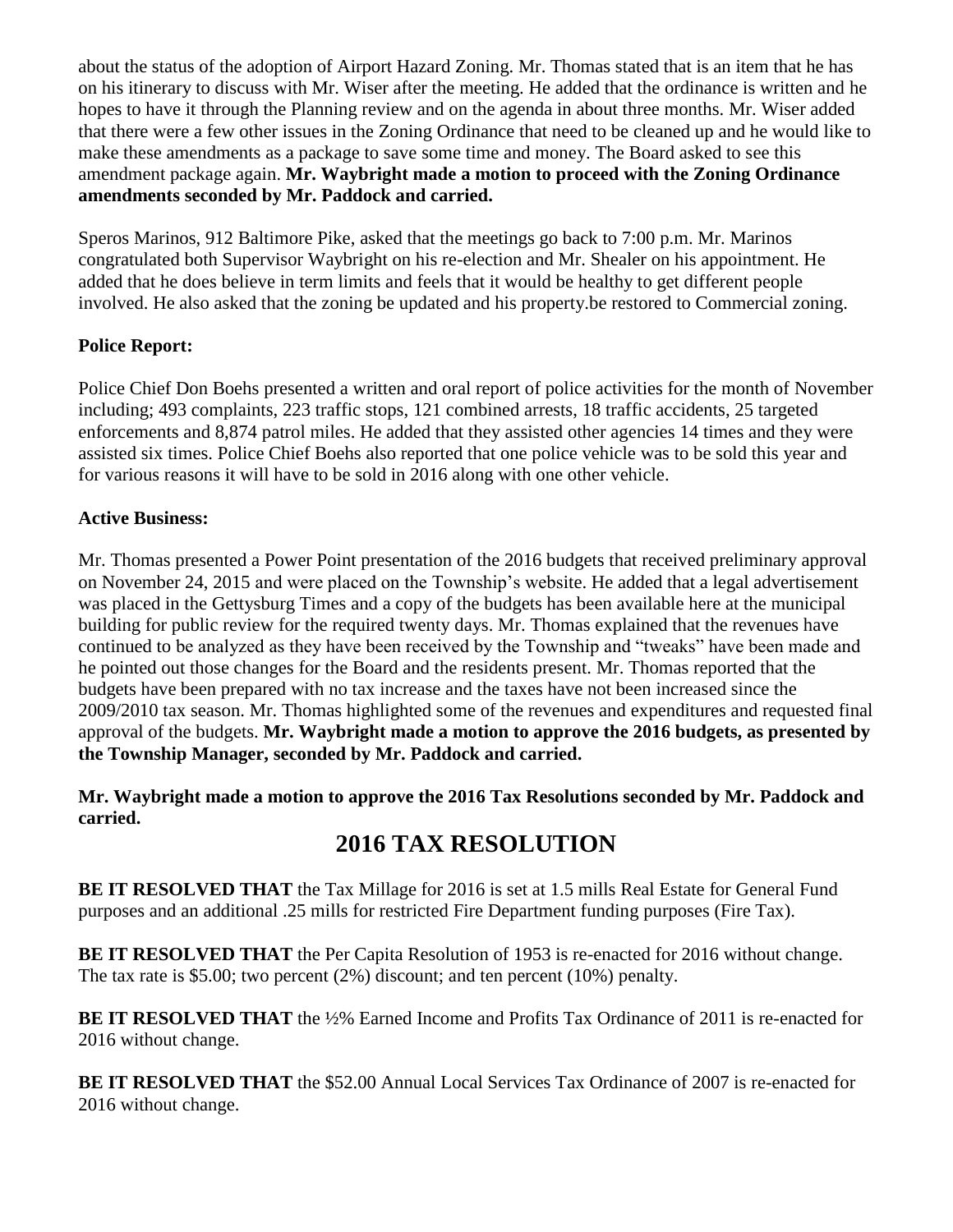about the status of the adoption of Airport Hazard Zoning. Mr. Thomas stated that is an item that he has on his itinerary to discuss with Mr. Wiser after the meeting. He added that the ordinance is written and he hopes to have it through the Planning review and on the agenda in about three months. Mr. Wiser added that there were a few other issues in the Zoning Ordinance that need to be cleaned up and he would like to make these amendments as a package to save some time and money. The Board asked to see this amendment package again. **Mr. Waybright made a motion to proceed with the Zoning Ordinance amendments seconded by Mr. Paddock and carried.**

Speros Marinos, 912 Baltimore Pike, asked that the meetings go back to 7:00 p.m. Mr. Marinos congratulated both Supervisor Waybright on his re-election and Mr. Shealer on his appointment. He added that he does believe in term limits and feels that it would be healthy to get different people involved. He also asked that the zoning be updated and his property.be restored to Commercial zoning.

**Police Report:**

Police Chief Don Boehs presented a written and oral report of police activities for the month of November including; 493 complaints, 223 traffic stops, 121 combined arrests, 18 traffic accidents, 25 targeted enforcements and 8,874 patrol miles. He added that they assisted other agencies 14 times and they were assisted six times. Police Chief Boehs also reported that one police vehicle was to be sold this year and for various reasons it will have to be sold in 2016 along with one other vehicle.

**Active Business:**

Mr. Thomas presented a Power Point presentation of the 2016 budgets that received preliminary approval on November 24, 2015 and were placed on the Township's website. He added that a legal advertisement was placed in the Gettysburg Times and a copy of the budgets has been available here at the municipal building for public review for the required twenty days. Mr. Thomas explained that the revenues have continued to be analyzed as they have been received by the Township and "tweaks" have been made and he pointed out those changes for the Board and the residents present. Mr. Thomas reported that the budgets have been prepared with no tax increase and the taxes have not been increased since the 2009/2010 tax season. Mr. Thomas highlighted some of the revenues and expenditures and requested final approval of the budgets. **Mr. Waybright made a motion to approve the 2016 budgets, as presented by the Township Manager, seconded by Mr. Paddock and carried.**

**Mr. Waybright made a motion to approve the 2016 Tax Resolutions seconded by Mr. Paddock and carried.**

# 2016 TAX RESOLUTION

**BE IT RESOLVED THAT** the Tax Millage for 2016 is set at 1.5 mills Real Estate for General Fund purposes and an additional .25 mills for restricted Fire Department funding purposes (Fire Tax).

**BE IT RESOLVED THAT** the Per Capita Resolution of 1953 is re-enacted for 2016 without change. The tax rate is $5.00; two percent (2%) discount; and ten percent (10%) penalty.

**BE IT RESOLVED THAT** the ½% Earned Income and Profits Tax Ordinance of 2011 is re-enacted for 2016 without change.

**BE IT RESOLVED THAT** the $52.00 Annual Local Services Tax Ordinance of 2007 is re-enacted for 2016 without change.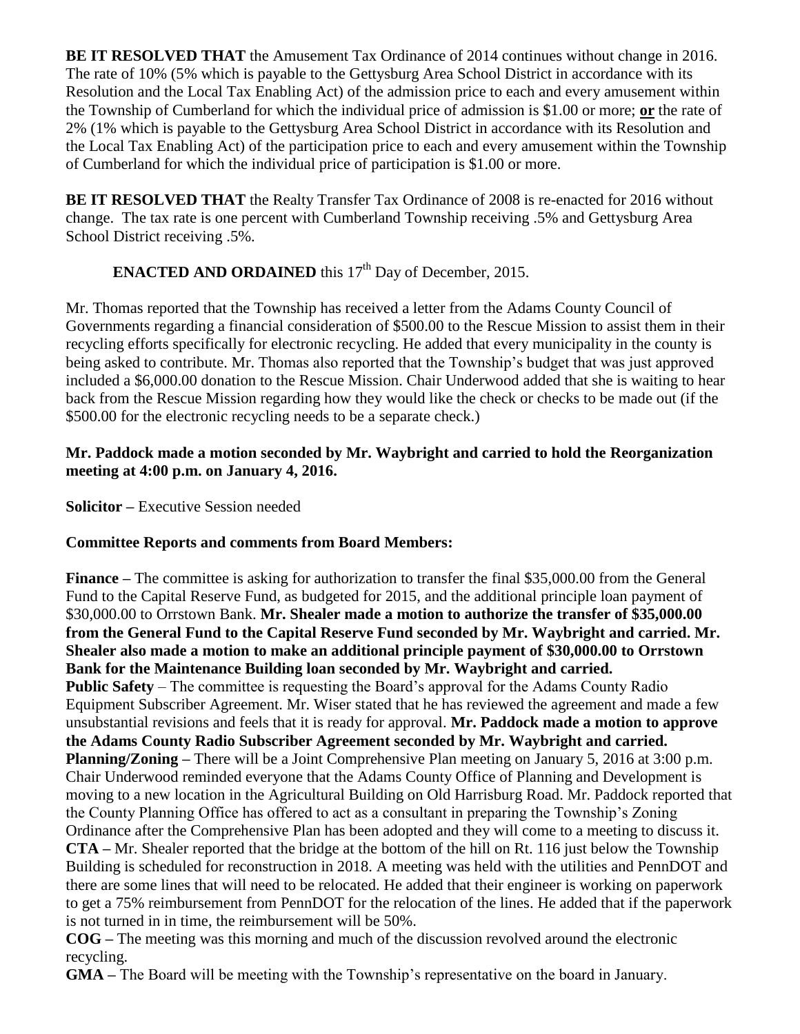**BE IT RESOLVED THAT** the Amusement Tax Ordinance of 2014 continues without change in 2016. The rate of 10% (5% which is payable to the Gettysburg Area School District in accordance with its Resolution and the Local Tax Enabling Act) of the admission price to each and every amusement within the Township of Cumberland for which the individual price of admission is $1.00 or more; **or** the rate of 2% (1% which is payable to the Gettysburg Area School District in accordance with its Resolution and the Local Tax Enabling Act) of the participation price to each and every amusement within the Township of Cumberland for which the individual price of participation is $1.00 or more.

**BE IT RESOLVED THAT** the Realty Transfer Tax Ordinance of 2008 is re-enacted for 2016 without change. The tax rate is one percent with Cumberland Township receiving .5% and Gettysburg Area School District receiving .5%.

**ENACTED AND ORDAINED** this 17th Day of December, 2015.

Mr. Thomas reported that the Township has received a letter from the Adams County Council of Governments regarding a financial consideration of $500.00 to the Rescue Mission to assist them in their recycling efforts specifically for electronic recycling. He added that every municipality in the county is being asked to contribute. Mr. Thomas also reported that the Township's budget that was just approved included a $6,000.00 donation to the Rescue Mission. Chair Underwood added that she is waiting to hear back from the Rescue Mission regarding how they would like the check or checks to be made out (if the $500.00 for the electronic recycling needs to be a separate check.)

**Mr. Paddock made a motion seconded by Mr. Waybright and carried to hold the Reorganization meeting at 4:00 p.m. on January 4, 2016.**

**Solicitor –** Executive Session needed

**Committee Reports and comments from Board Members:**

**Finance –** The committee is asking for authorization to transfer the final $35,000.00 from the General Fund to the Capital Reserve Fund, as budgeted for 2015, and the additional principle loan payment of $30,000.00 to Orrstown Bank. **Mr. Shealer made a motion to authorize the transfer of $35,000.00 from the General Fund to the Capital Reserve Fund seconded by Mr. Waybright and carried. Mr. Shealer also made a motion to make an additional principle payment of $30,000.00 to Orrstown Bank for the Maintenance Building loan seconded by Mr. Waybright and carried.**

**Public Safety** – The committee is requesting the Board's approval for the Adams County Radio Equipment Subscriber Agreement. Mr. Wiser stated that he has reviewed the agreement and made a few unsubstantial revisions and feels that it is ready for approval. **Mr. Paddock made a motion to approve the Adams County Radio Subscriber Agreement seconded by Mr. Waybright and carried.**

**Planning/Zoning –** There will be a Joint Comprehensive Plan meeting on January 5, 2016 at 3:00 p.m. Chair Underwood reminded everyone that the Adams County Office of Planning and Development is moving to a new location in the Agricultural Building on Old Harrisburg Road. Mr. Paddock reported that the County Planning Office has offered to act as a consultant in preparing the Township's Zoning Ordinance after the Comprehensive Plan has been adopted and they will come to a meeting to discuss it.

**CTA –** Mr. Shealer reported that the bridge at the bottom of the hill on Rt. 116 just below the Township Building is scheduled for reconstruction in 2018. A meeting was held with the utilities and PennDOT and there are some lines that will need to be relocated. He added that their engineer is working on paperwork to get a 75% reimbursement from PennDOT for the relocation of the lines. He added that if the paperwork is not turned in in time, the reimbursement will be 50%.

**COG –** The meeting was this morning and much of the discussion revolved around the electronic recycling.

**GMA –** The Board will be meeting with the Township's representative on the board in January.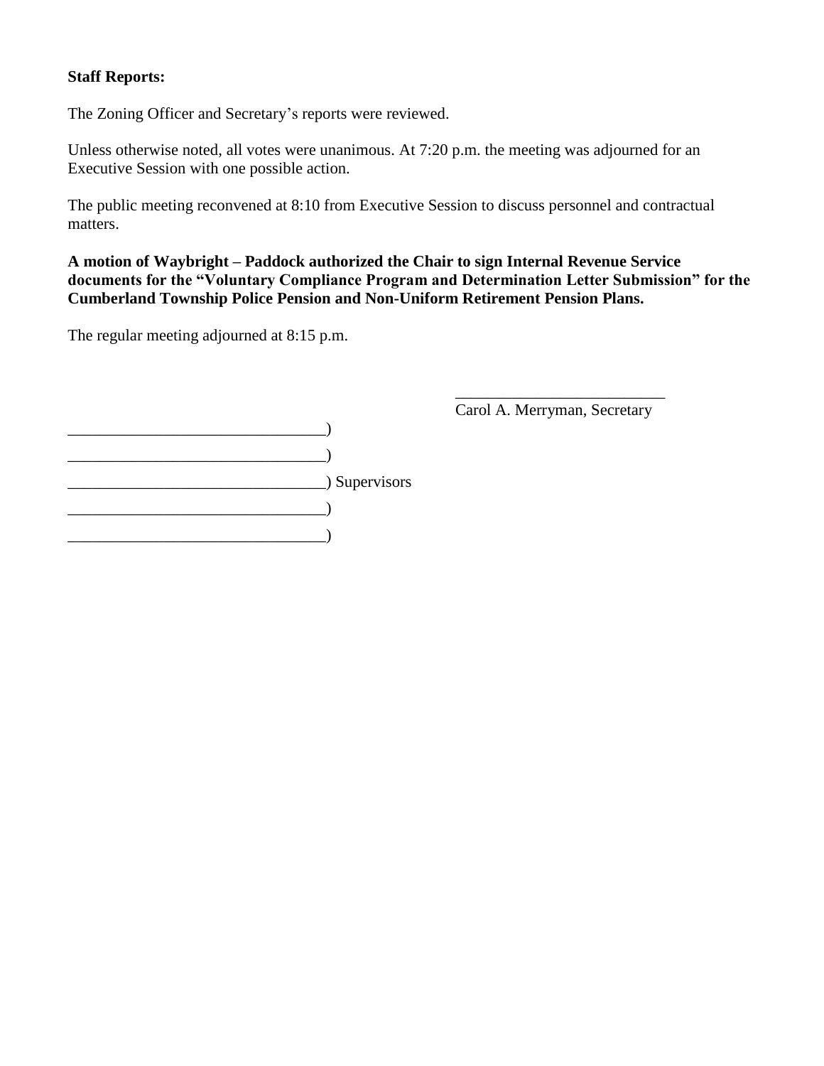**Staff Reports:**

The Zoning Officer and Secretary's reports were reviewed.

Unless otherwise noted, all votes were unanimous. At 7:20 p.m. the meeting was adjourned for an Executive Session with one possible action.

The public meeting reconvened at 8:10 from Executive Session to discuss personnel and contractual matters.

**A motion of Waybright – Paddock authorized the Chair to sign Internal Revenue Service documents for the "Voluntary Compliance Program and Determination Letter Submission" for the Cumberland Township Police Pension and Non-Uniform Retirement Pension Plans.**

The regular meeting adjourned at 8:15 p.m.

\_\_\_\_\_\_\_\_\_\_\_\_\_\_\_\_\_\_\_\_\_\_\_\_\_\_\_
Carol A. Merryman, Secretary

\_\_\_\_\_\_\_\_\_\_\_\_\_\_\_\_\_\_\_\_\_\_\_\_\_\_\_\_\_\_\_\_)
\_\_\_\_\_\_\_\_\_\_\_\_\_\_\_\_\_\_\_\_\_\_\_\_\_\_\_\_\_\_\_\_)
\_\_\_\_\_\_\_\_\_\_\_\_\_\_\_\_\_\_\_\_\_\_\_\_\_\_\_\_\_\_\_\_) Supervisors
\_\_\_\_\_\_\_\_\_\_\_\_\_\_\_\_\_\_\_\_\_\_\_\_\_\_\_\_\_\_\_\_)
\_\_\_\_\_\_\_\_\_\_\_\_\_\_\_\_\_\_\_\_\_\_\_\_\_\_\_\_\_\_\_\_)